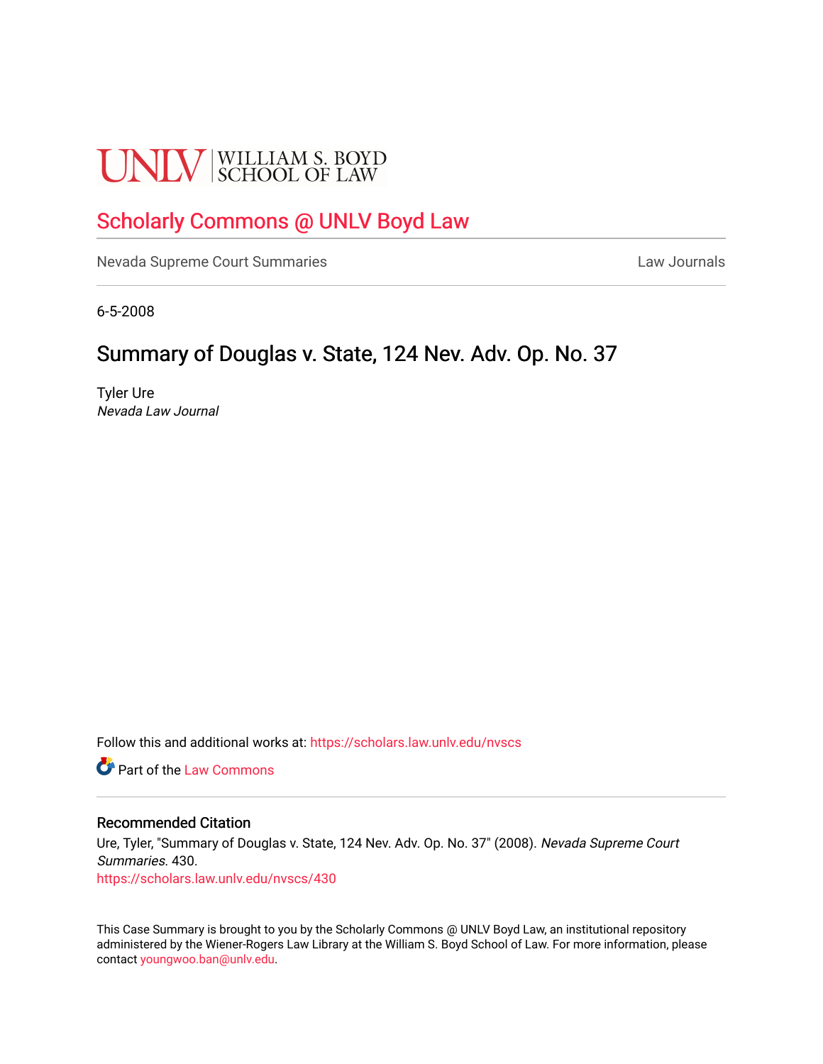UNLV | WILLIAM S. BOYD SCHOOL OF LAW

# Scholarly Commons @ UNLV Boyd Law

Nevada Supreme Court Summaries — Law Journals

6-5-2008

## Summary of Douglas v. State, 124 Nev. Adv. Op. No. 37

Tyler Ure
*Nevada Law Journal*

Follow this and additional works at: https://scholars.law.unlv.edu/nvscs

Part of the Law Commons

### Recommended Citation

Ure, Tyler, "Summary of Douglas v. State, 124 Nev. Adv. Op. No. 37" (2008). *Nevada Supreme Court Summaries*. 430.
https://scholars.law.unlv.edu/nvscs/430

This Case Summary is brought to you by the Scholarly Commons @ UNLV Boyd Law, an institutional repository administered by the Wiener-Rogers Law Library at the William S. Boyd School of Law. For more information, please contact youngwoo.ban@unlv.edu.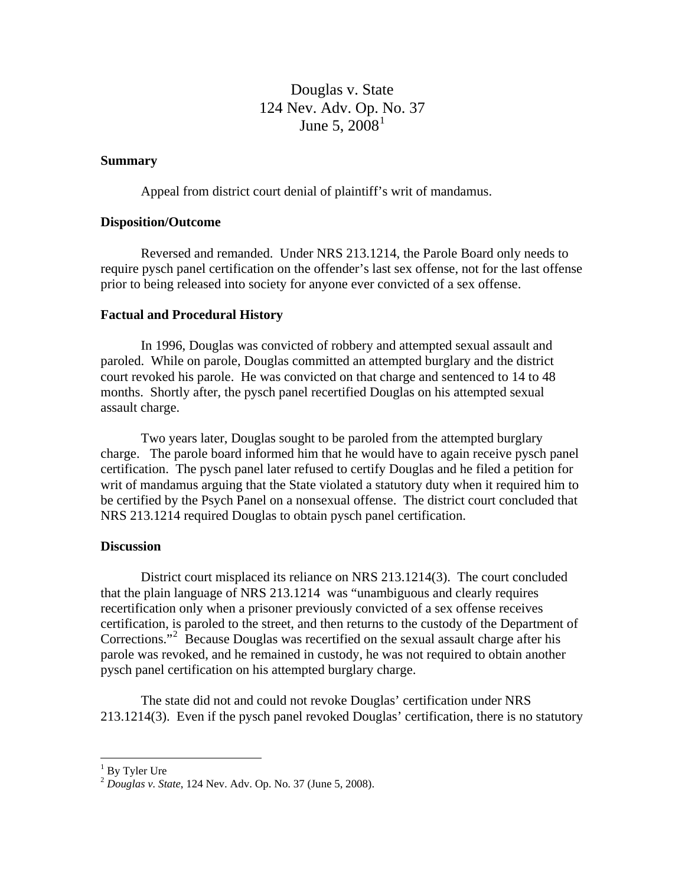Douglas v. State
124 Nev. Adv. Op. No. 37
June 5, 2008[1]

**Summary**

Appeal from district court denial of plaintiff's writ of mandamus.

**Disposition/Outcome**

Reversed and remanded. Under NRS 213.1214, the Parole Board only needs to require pysch panel certification on the offender's last sex offense, not for the last offense prior to being released into society for anyone ever convicted of a sex offense.

**Factual and Procedural History**

In 1996, Douglas was convicted of robbery and attempted sexual assault and paroled. While on parole, Douglas committed an attempted burglary and the district court revoked his parole. He was convicted on that charge and sentenced to 14 to 48 months. Shortly after, the pysch panel recertified Douglas on his attempted sexual assault charge.

Two years later, Douglas sought to be paroled from the attempted burglary charge. The parole board informed him that he would have to again receive pysch panel certification. The pysch panel later refused to certify Douglas and he filed a petition for writ of mandamus arguing that the State violated a statutory duty when it required him to be certified by the Psych Panel on a nonsexual offense. The district court concluded that NRS 213.1214 required Douglas to obtain pysch panel certification.

**Discussion**

District court misplaced its reliance on NRS 213.1214(3). The court concluded that the plain language of NRS 213.1214 was "unambiguous and clearly requires recertification only when a prisoner previously convicted of a sex offense receives certification, is paroled to the street, and then returns to the custody of the Department of Corrections."[2] Because Douglas was recertified on the sexual assault charge after his parole was revoked, and he remained in custody, he was not required to obtain another pysch panel certification on his attempted burglary charge.

The state did not and could not revoke Douglas' certification under NRS 213.1214(3). Even if the pysch panel revoked Douglas' certification, there is no statutory

---

[1] By Tyler Ure

[2] *Douglas v. State*, 124 Nev. Adv. Op. No. 37 (June 5, 2008).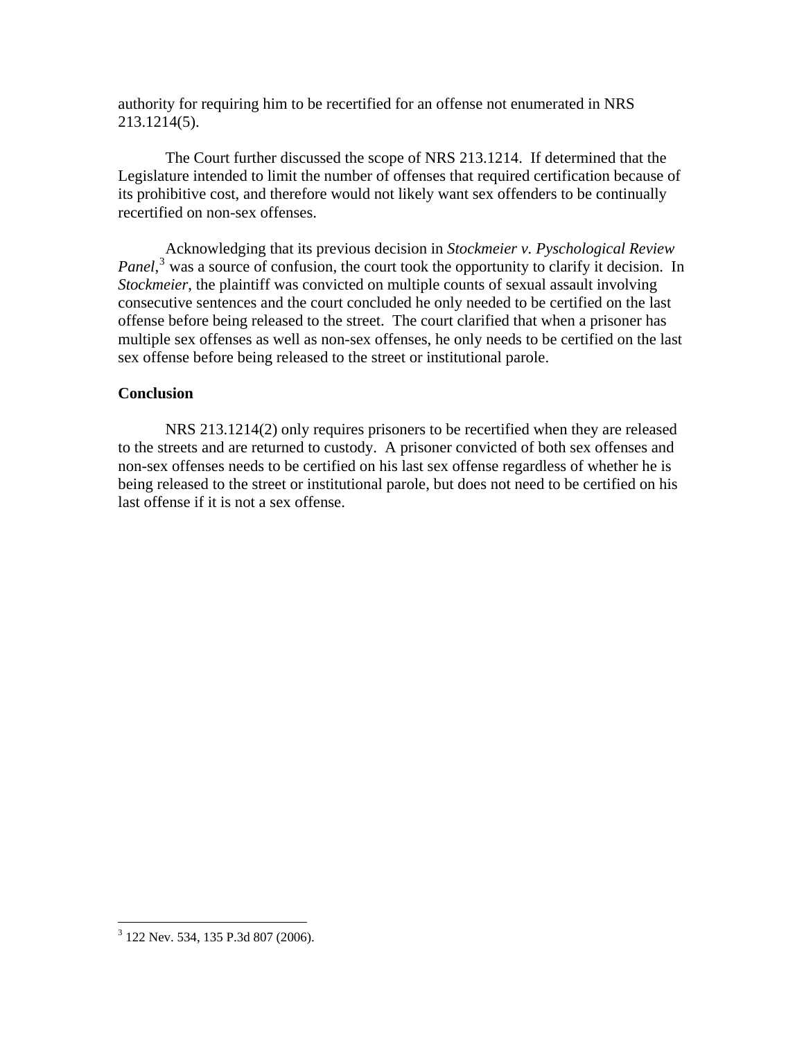authority for requiring him to be recertified for an offense not enumerated in NRS 213.1214(5).

The Court further discussed the scope of NRS 213.1214. If determined that the Legislature intended to limit the number of offenses that required certification because of its prohibitive cost, and therefore would not likely want sex offenders to be continually recertified on non-sex offenses.

Acknowledging that its previous decision in *Stockmeier v. Pyschological Review Panel*,[3] was a source of confusion, the court took the opportunity to clarify it decision. In *Stockmeier*, the plaintiff was convicted on multiple counts of sexual assault involving consecutive sentences and the court concluded he only needed to be certified on the last offense before being released to the street. The court clarified that when a prisoner has multiple sex offenses as well as non-sex offenses, he only needs to be certified on the last sex offense before being released to the street or institutional parole.

## Conclusion

NRS 213.1214(2) only requires prisoners to be recertified when they are released to the streets and are returned to custody. A prisoner convicted of both sex offenses and non-sex offenses needs to be certified on his last sex offense regardless of whether he is being released to the street or institutional parole, but does not need to be certified on his last offense if it is not a sex offense.

---

[3] 122 Nev. 534, 135 P.3d 807 (2006).